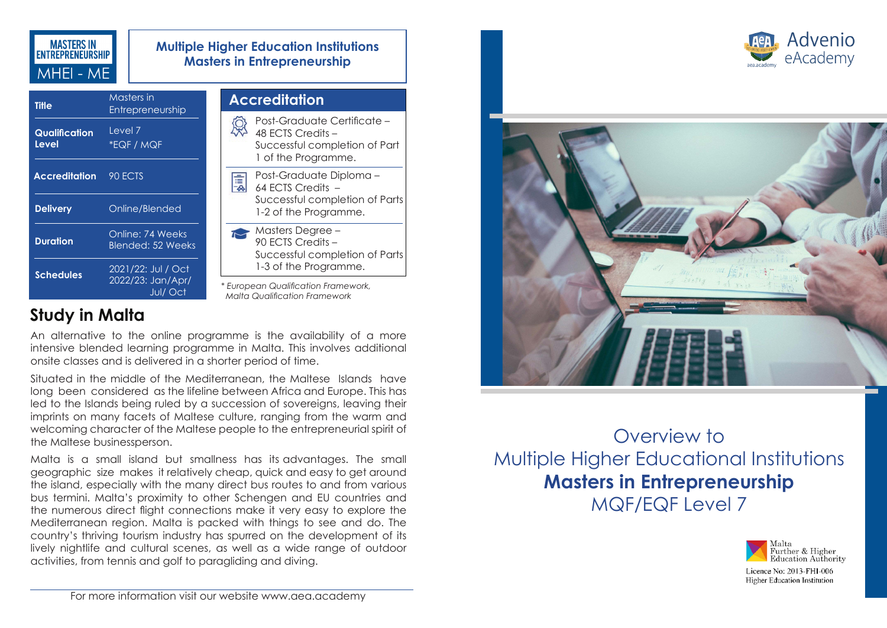MASTERS IN ENTREPRENEURSHIP

MHEI - ME

## Multiple Higher Education Institutions Masters in Entrepreneurship

| | |
|---|---|
| **Title** | Masters in Entrepreneurship |
| **Qualification Level** | Level 7 *EQF / MQF |
| **Accreditation** | 90 ECTS |
| **Delivery** | Online/Blended |
| **Duration** | Online: 74 Weeks Blended: 52 Weeks |
| **Schedules** | 2021/22: Jul / Oct 2022/23: Jan/Apr/ Jul/ Oct |

## Accreditation

- Post-Graduate Certificate – 48 ECTS Credits – Successful completion of Part 1 of the Programme.
- Post-Graduate Diploma – 64 ECTS Credits – Successful completion of Parts 1-2 of the Programme.
- Masters Degree – 90 ECTS Credits – Successful completion of Parts 1-3 of the Programme.

*\* European Qualification Framework, Malta Qualification Framework*

## Study in Malta

An alternative to the online programme is the availability of a more intensive blended learning programme in Malta. This involves additional onsite classes and is delivered in a shorter period of time.

Situated in the middle of the Mediterranean, the Maltese Islands have long been considered as the lifeline between Africa and Europe. This has led to the Islands being ruled by a succession of sovereigns, leaving their imprints on many facets of Maltese culture, ranging from the warm and welcoming character of the Maltese people to the entrepreneurial spirit of the Maltese businessperson.

Malta is a small island but smallness has its advantages. The small geographic size makes it relatively cheap, quick and easy to get around the island, especially with the many direct bus routes to and from various bus termini. Malta's proximity to other Schengen and EU countries and the numerous direct flight connections make it very easy to explore the Mediterranean region. Malta is packed with things to see and do. The country's thriving tourism industry has spurred on the development of its lively nightlife and cultural scenes, as well as a wide range of outdoor activities, from tennis and golf to paragliding and diving.

For more information visit our website www.aea.academy

Advenio eAcademy

# Overview to Multiple Higher Educational Institutions **Masters in Entrepreneurship** MQF/EQF Level 7

Malta Further & Higher Education Authority

Licence No: 2013-FHI-006

Higher Education Institution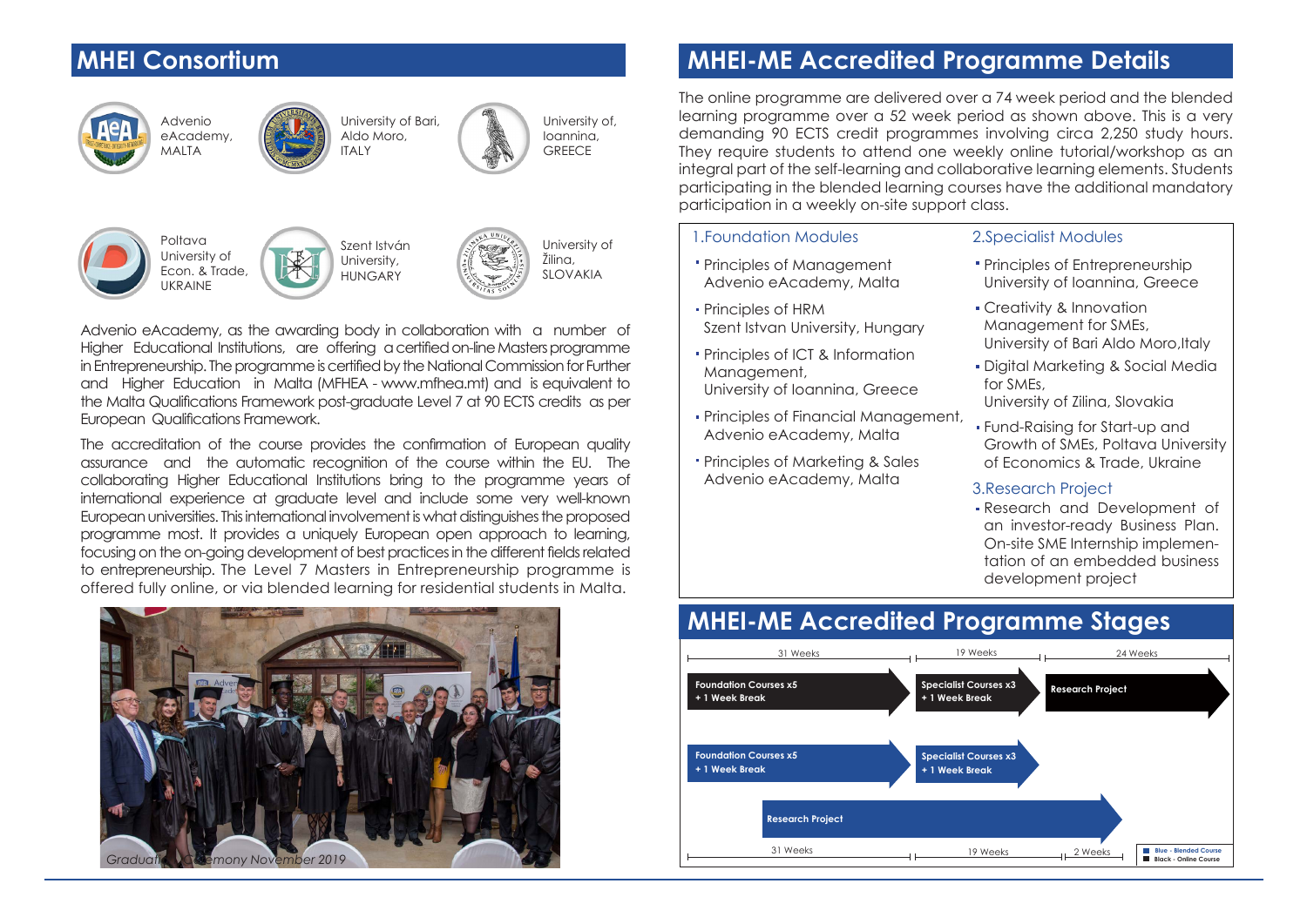## MHEI Consortium

Advenio eAcademy, MALTA

University of Bari, Aldo Moro, ITALY

University of, Ioannina, GREECE

Poltava University of Econ. & Trade, UKRAINE

Szent István University, HUNGARY

University of Žilina, SLOVAKIA

Advenio eAcademy, as the awarding body in collaboration with a number of Higher Educational Institutions, are offering a certified on-line Masters programme in Entrepreneurship. The programme is certified by the National Commission for Further and Higher Education in Malta (MFHEA - www.mfhea.mt) and is equivalent to the Malta Qualifications Framework post-graduate Level 7 at 90 ECTS credits as per European Qualifications Framework.

The accreditation of the course provides the confirmation of European quality assurance and the automatic recognition of the course within the EU. The collaborating Higher Educational Institutions bring to the programme years of international experience at graduate level and include some very well-known European universities. This international involvement is what distinguishes the proposed programme most. It provides a uniquely European open approach to learning, focusing on the on-going development of best practices in the different fields related to entrepreneurship. The Level 7 Masters in Entrepreneurship programme is offered fully online, or via blended learning for residential students in Malta.

*Graduation Ceremony November 2019*

## MHEI-ME Accredited Programme Details

The online programme are delivered over a 74 week period and the blended learning programme over a 52 week period as shown above. This is a very demanding 90 ECTS credit programmes involving circa 2,250 study hours. They require students to attend one weekly online tutorial/workshop as an integral part of the self-learning and collaborative learning elements. Students participating in the blended learning courses have the additional mandatory participation in a weekly on-site support class.

### 1.Foundation Modules

- Principles of Management
  Advenio eAcademy, Malta
- Principles of HRM
  Szent Istvan University, Hungary
- Principles of ICT & Information Management,
  University of Ioannina, Greece
- Principles of Financial Management,
  Advenio eAcademy, Malta
- Principles of Marketing & Sales
  Advenio eAcademy, Malta

### 2.Specialist Modules

- Principles of Entrepreneurship
  University of Ioannina, Greece
- Creativity & Innovation Management for SMEs,
  University of Bari Aldo Moro,Italy
- Digital Marketing & Social Media for SMEs,
  University of Zilina, Slovakia
- Fund-Raising for Start-up and Growth of SMEs, Poltava University of Economics & Trade, Ukraine

### 3.Research Project

- Research and Development of an investor-ready Business Plan. On-site SME Internship implementation of an embedded business development project

## MHEI-ME Accredited Programme Stages

31 Weeks
19 Weeks
24 Weeks

Foundation Courses x5 + 1 Week Break
Specialist Courses x3 + 1 Week Break
Research Project

Foundation Courses x5 + 1 Week Break
Specialist Courses x3 + 1 Week Break

Research Project

31 Weeks
19 Weeks
2 Weeks

Blue - Blended Course
Black - Online Course